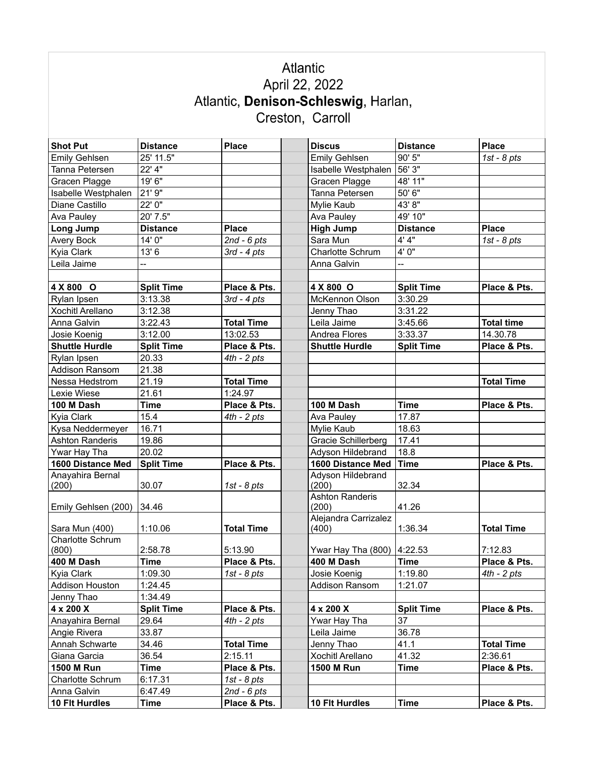# Atlantic
## April 22, 2022
## Atlantic, **Denison-Schleswig**, Harlan, Creston, Carroll

| Shot Put | Distance | Place | | Discus | Distance | Place |
|---|---|---|---|---|---|---|
| Emily Gehlsen | 25' 11.5" | | | Emily Gehlsen | 90' 5" | *1st - 8 pts* |
| Tanna Petersen | 22' 4" | | | Isabelle Westphalen | 56' 3" | |
| Gracen Plagge | 19' 6" | | | Gracen Plagge | 48' 11" | |
| Isabelle Westphalen | 21' 9" | | | Tanna Petersen | 50' 6" | |
| Diane Castillo | 22' 0" | | | Mylie Kaub | 43' 8" | |
| Ava Pauley | 20' 7.5" | | | Ava Pauley | 49' 10" | |
| **Long Jump** | **Distance** | **Place** | | **High Jump** | **Distance** | **Place** |
| Avery Bock | 14' 0" | *2nd - 6 pts* | | Sara Mun | 4' 4" | *1st - 8 pts* |
| Kyia Clark | 13' 6 | *3rd - 4 pts* | | Charlotte Schrum | 4' 0" | |
| Leila Jaime | -- | | | Anna Galvin | -- | |
| | | | | | | |
| **4 X 800 O** | **Split Time** | **Place & Pts.** | | **4 X 800 O** | **Split Time** | **Place & Pts.** |
| Rylan Ipsen | 3:13.38 | *3rd - 4 pts* | | McKennon Olson | 3:30.29 | |
| Xochitl Arellano | 3:12.38 | | | Jenny Thao | 3:31.22 | |
| Anna Galvin | 3:22.43 | **Total Time** | | Leila Jaime | 3:45.66 | **Total time** |
| Josie Koenig | 3:12.00 | 13:02.53 | | Andrea Flores | 3:33.37 | 14.30.78 |
| **Shuttle Hurdle** | **Split Time** | **Place & Pts.** | | **Shuttle Hurdle** | **Split Time** | **Place & Pts.** |
| Rylan Ipsen | 20.33 | *4th - 2 pts* | | | | |
| Addison Ransom | 21.38 | | | | | |
| Nessa Hedstrom | 21.19 | **Total Time** | | | | **Total Time** |
| Lexie Wiese | 21.61 | 1:24.97 | | | | |
| **100 M Dash** | **Time** | **Place & Pts.** | | **100 M Dash** | **Time** | **Place & Pts.** |
| Kyia Clark | 15.4 | *4th - 2 pts* | | Ava Pauley | 17.87 | |
| Kysa Neddermeyer | 16.71 | | | Mylie Kaub | 18.63 | |
| Ashton Randeris | 19.86 | | | Gracie Schillerberg | 17.41 | |
| Ywar Hay Tha | 20.02 | | | Adyson Hildebrand | 18.8 | |
| **1600 Distance Med** | **Split Time** | **Place & Pts.** | | **1600 Distance Med** | **Time** | **Place & Pts.** |
| Anayahira Bernal (200) | 30.07 | *1st - 8 pts* | | Adyson Hildebrand (200) | 32.34 | |
| Emily Gehlsen (200) | 34.46 | | | Ashton Randeris (200) | 41.26 | |
| Sara Mun (400) | 1:10.06 | **Total Time** | | Alejandra Carrizalez (400) | 1:36.34 | **Total Time** |
| Charlotte Schrum (800) | 2:58.78 | 5:13.90 | | Ywar Hay Tha (800) | 4:22.53 | 7:12.83 |
| **400 M Dash** | **Time** | **Place & Pts.** | | **400 M Dash** | **Time** | **Place & Pts.** |
| Kyia Clark | 1:09.30 | *1st - 8 pts* | | Josie Koenig | 1:19.80 | *4th - 2 pts* |
| Addison Houston | 1:24.45 | | | Addison Ransom | 1:21.07 | |
| Jenny Thao | 1:34.49 | | | | | |
| **4 x 200 X** | **Split Time** | **Place & Pts.** | | **4 x 200 X** | **Split Time** | **Place & Pts.** |
| Anayahira Bernal | 29.64 | *4th - 2 pts* | | Ywar Hay Tha | 37 | |
| Angie Rivera | 33.87 | | | Leila Jaime | 36.78 | |
| Annah Schwarte | 34.46 | **Total Time** | | Jenny Thao | 41.1 | **Total Time** |
| Giana Garcia | 36.54 | 2:15.11 | | Xochitl Arellano | 41.32 | 2:36.61 |
| **1500 M Run** | **Time** | **Place & Pts.** | | **1500 M Run** | **Time** | **Place & Pts.** |
| Charlotte Schrum | 6:17.31 | *1st - 8 pts* | | | | |
| Anna Galvin | 6:47.49 | *2nd - 6 pts* | | | | |
| **10 Flt Hurdles** | **Time** | **Place & Pts.** | | **10 Flt Hurdles** | **Time** | **Place & Pts.** |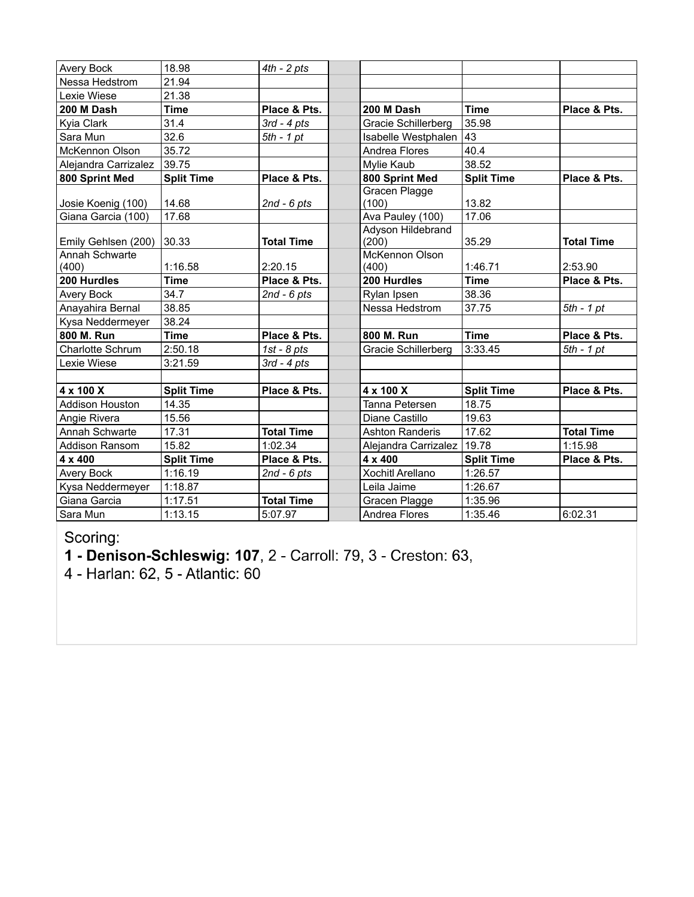| | | | | | | |
|---|---|---|---|---|---|---|
| Avery Bock | 18.98 | *4th - 2 pts* | | | | |
| Nessa Hedstrom | 21.94 | | | | | |
| Lexie Wiese | 21.38 | | | | | |
| **200 M Dash** | **Time** | **Place & Pts.** | | **200 M Dash** | **Time** | **Place & Pts.** |
| Kyia Clark | 31.4 | *3rd - 4 pts* | | Gracie Schillerberg | 35.98 | |
| Sara Mun | 32.6 | *5th - 1 pt* | | Isabelle Westphalen | 43 | |
| McKennon Olson | 35.72 | | | Andrea Flores | 40.4 | |
| Alejandra Carrizalez | 39.75 | | | Mylie Kaub | 38.52 | |
| **800 Sprint Med** | **Split Time** | **Place & Pts.** | | **800 Sprint Med** | **Split Time** | **Place & Pts.** |
| Josie Koenig (100) | 14.68 | *2nd - 6 pts* | | Gracen Plagge (100) | 13.82 | |
| Giana Garcia (100) | 17.68 | | | Ava Pauley (100) | 17.06 | |
| Emily Gehlsen (200) | 30.33 | **Total Time** | | Adyson Hildebrand (200) | 35.29 | **Total Time** |
| Annah Schwarte (400) | 1:16.58 | 2:20.15 | | McKennon Olson (400) | 1:46.71 | 2:53.90 |
| **200 Hurdles** | **Time** | **Place & Pts.** | | **200 Hurdles** | **Time** | **Place & Pts.** |
| Avery Bock | 34.7 | *2nd - 6 pts* | | Rylan Ipsen | 38.36 | |
| Anayahira Bernal | 38.85 | | | Nessa Hedstrom | 37.75 | *5th - 1 pt* |
| Kysa Neddermeyer | 38.24 | | | | | |
| **800 M. Run** | **Time** | **Place & Pts.** | | **800 M. Run** | **Time** | **Place & Pts.** |
| Charlotte Schrum | 2:50.18 | *1st - 8 pts* | | Gracie Schillerberg | 3:33.45 | *5th - 1 pt* |
| Lexie Wiese | 3:21.59 | *3rd - 4 pts* | | | | |
| | | | | | | |
| **4 x 100 X** | **Split Time** | **Place & Pts.** | | **4 x 100 X** | **Split Time** | **Place & Pts.** |
| Addison Houston | 14.35 | | | Tanna Petersen | 18.75 | |
| Angie Rivera | 15.56 | | | Diane Castillo | 19.63 | |
| Annah Schwarte | 17.31 | **Total Time** | | Ashton Randeris | 17.62 | **Total Time** |
| Addison Ransom | 15.82 | 1:02.34 | | Alejandra Carrizalez | 19.78 | 1:15.98 |
| **4 x 400** | **Split Time** | **Place & Pts.** | | **4 x 400** | **Split Time** | **Place & Pts.** |
| Avery Bock | 1:16.19 | *2nd - 6 pts* | | Xochitl Arellano | 1:26.57 | |
| Kysa Neddermeyer | 1:18.87 | | | Leila Jaime | 1:26.67 | |
| Giana Garcia | 1:17.51 | **Total Time** | | Gracen Plagge | 1:35.96 | |
| Sara Mun | 1:13.15 | 5:07.97 | | Andrea Flores | 1:35.46 | 6:02.31 |

Scoring:

**1 - Denison-Schleswig: 107**, 2 - Carroll: 79, 3 - Creston: 63,
4 - Harlan: 62, 5 - Atlantic: 60